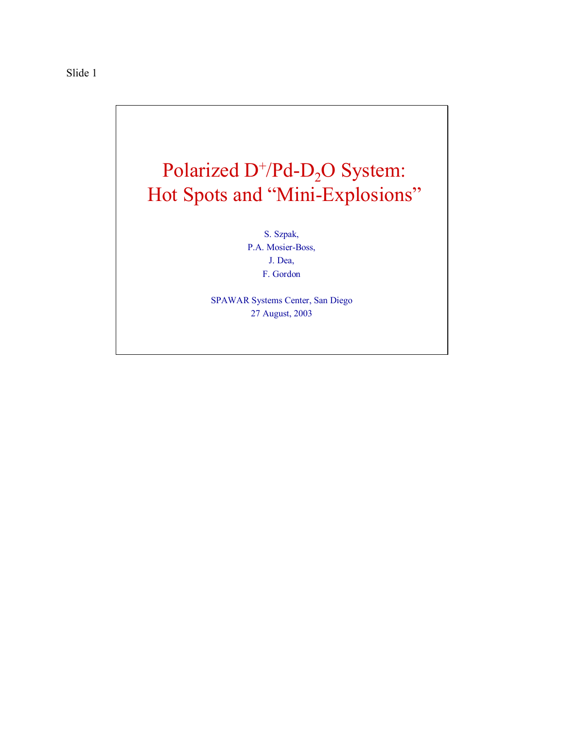Slide 1

# Polarized $D^+$/Pd-$D_2O$ System: Hot Spots and "Mini-Explosions"

S. Szpak,
P.A. Mosier-Boss,
J. Dea,
F. Gordon

SPAWAR Systems Center, San Diego
27 August, 2003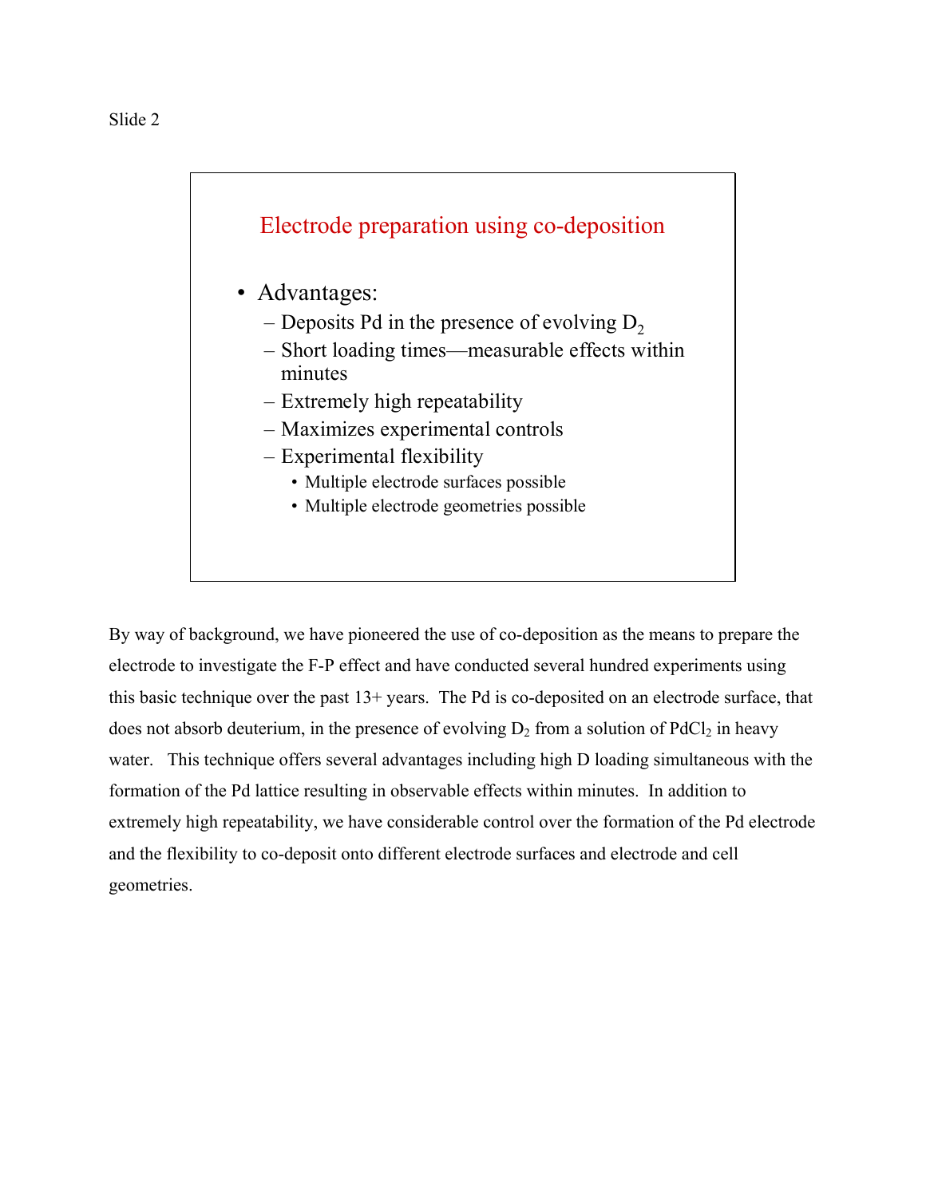Slide 2

## Electrode preparation using co-deposition

- Advantages:
  - Deposits Pd in the presence of evolving $D_2$
  - Short loading times—measurable effects within minutes
  - Extremely high repeatability
  - Maximizes experimental controls
  - Experimental flexibility
    - Multiple electrode surfaces possible
    - Multiple electrode geometries possible

By way of background, we have pioneered the use of co-deposition as the means to prepare the electrode to investigate the F-P effect and have conducted several hundred experiments using this basic technique over the past 13+ years. The Pd is co-deposited on an electrode surface, that does not absorb deuterium, in the presence of evolving $D_2$ from a solution of $PdCl_2$ in heavy water. This technique offers several advantages including high D loading simultaneous with the formation of the Pd lattice resulting in observable effects within minutes. In addition to extremely high repeatability, we have considerable control over the formation of the Pd electrode and the flexibility to co-deposit onto different electrode surfaces and electrode and cell geometries.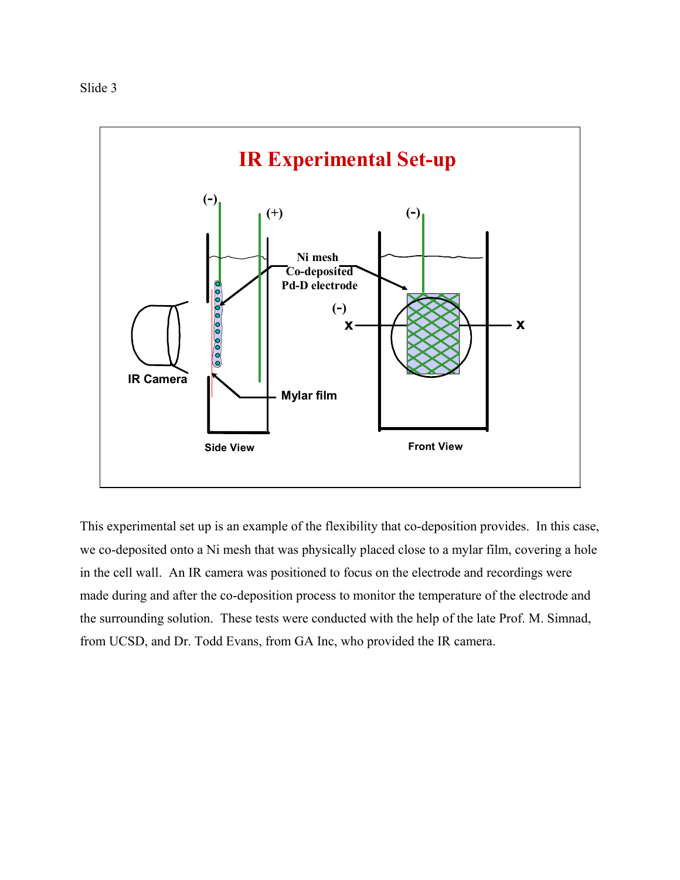Slide 3

# IR Experimental Set-up

(-) (+) (-)

Ni mesh Co-deposited Pd-D electrode

(-)

x x

IR Camera

Mylar film

Side View

Front View

This experimental set up is an example of the flexibility that co-deposition provides. In this case, we co-deposited onto a Ni mesh that was physically placed close to a mylar film, covering a hole in the cell wall. An IR camera was positioned to focus on the electrode and recordings were made during and after the co-deposition process to monitor the temperature of the electrode and the surrounding solution. These tests were conducted with the help of the late Prof. M. Simnad, from UCSD, and Dr. Todd Evans, from GA Inc, who provided the IR camera.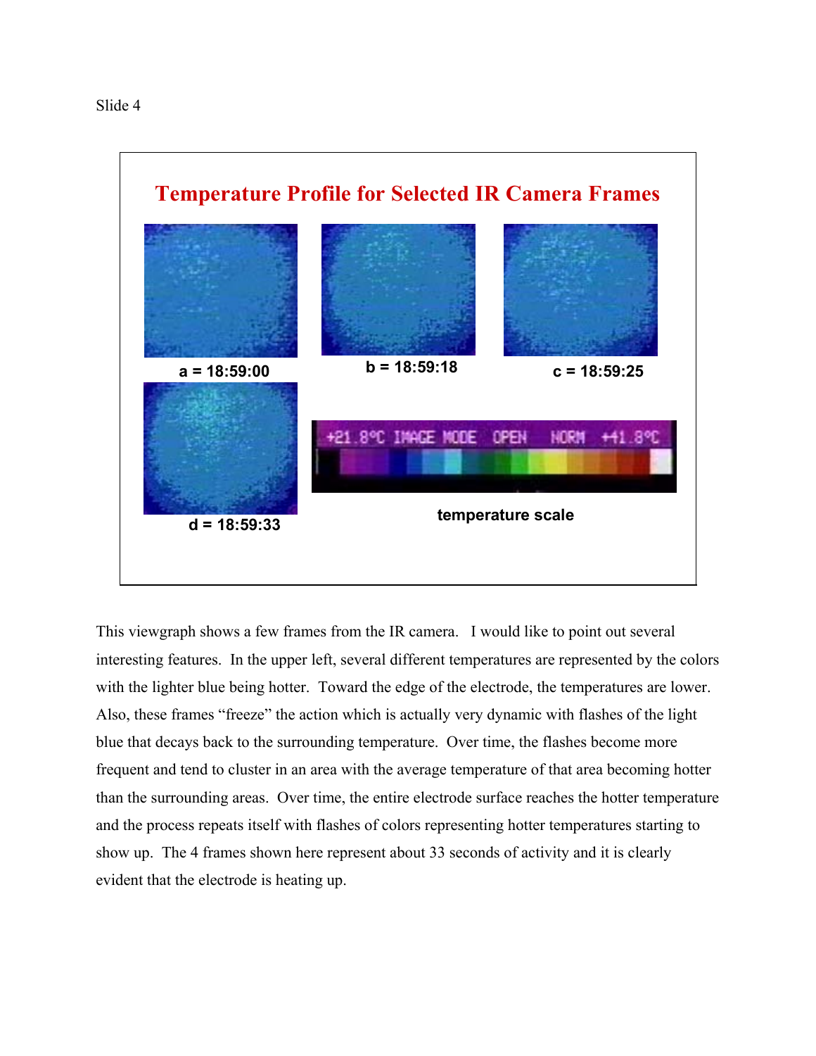Slide 4

## Temperature Profile for Selected IR Camera Frames

**a = 18:59:00**

**b = 18:59:18**

**c = 18:59:25**

**d = 18:59:33**

+21.8°C IMAGE MODE OPEN NORM +41.8°C

**temperature scale**

This viewgraph shows a few frames from the IR camera. I would like to point out several interesting features. In the upper left, several different temperatures are represented by the colors with the lighter blue being hotter. Toward the edge of the electrode, the temperatures are lower. Also, these frames "freeze" the action which is actually very dynamic with flashes of the light blue that decays back to the surrounding temperature. Over time, the flashes become more frequent and tend to cluster in an area with the average temperature of that area becoming hotter than the surrounding areas. Over time, the entire electrode surface reaches the hotter temperature and the process repeats itself with flashes of colors representing hotter temperatures starting to show up. The 4 frames shown here represent about 33 seconds of activity and it is clearly evident that the electrode is heating up.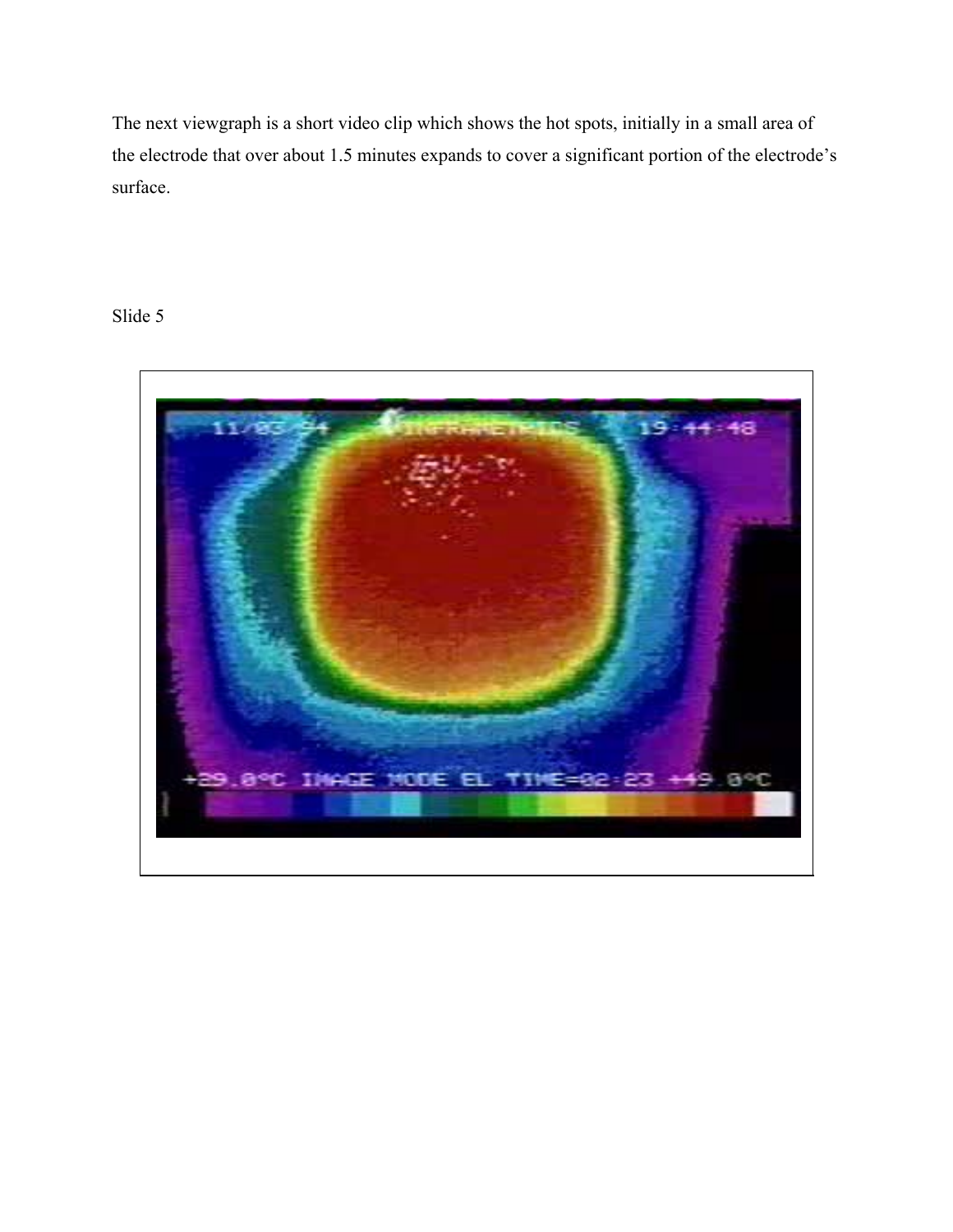The next viewgraph is a short video clip which shows the hot spots, initially in a small area of the electrode that over about 1.5 minutes expands to cover a significant portion of the electrode's surface.

Slide 5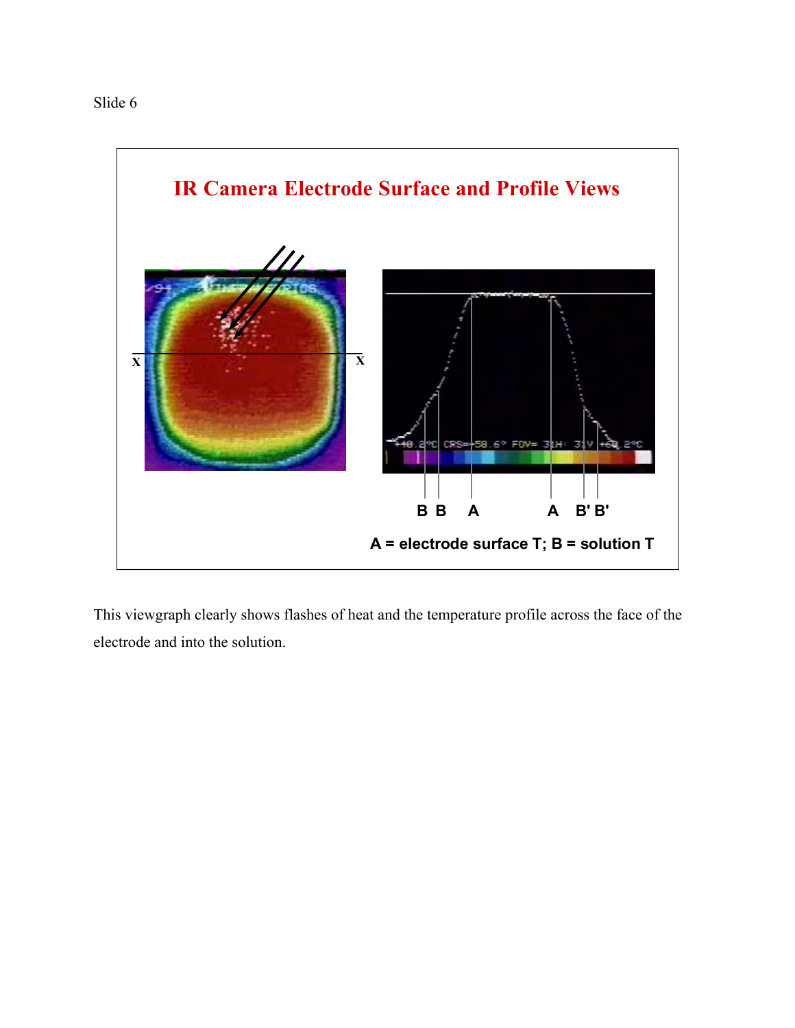Slide 6

## IR Camera Electrode Surface and Profile Views

B B A A B' B'

**A = electrode surface T; B = solution T**

This viewgraph clearly shows flashes of heat and the temperature profile across the face of the electrode and into the solution.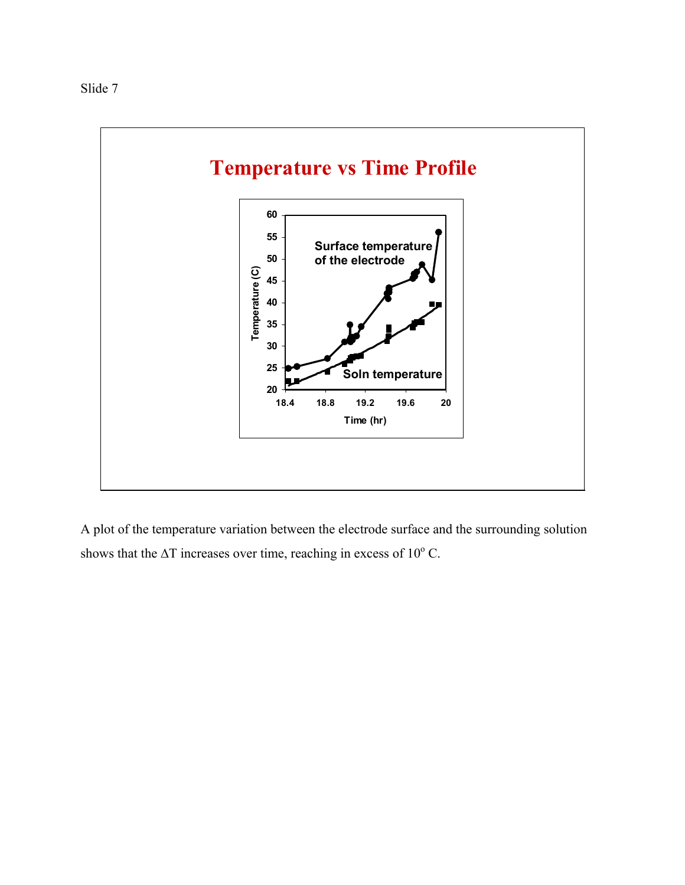Slide 7

# Temperature vs Time Profile

A plot of the temperature variation between the electrode surface and the surrounding solution shows that the $\Delta T$ increases over time, reaching in excess of $10^{o}$ C.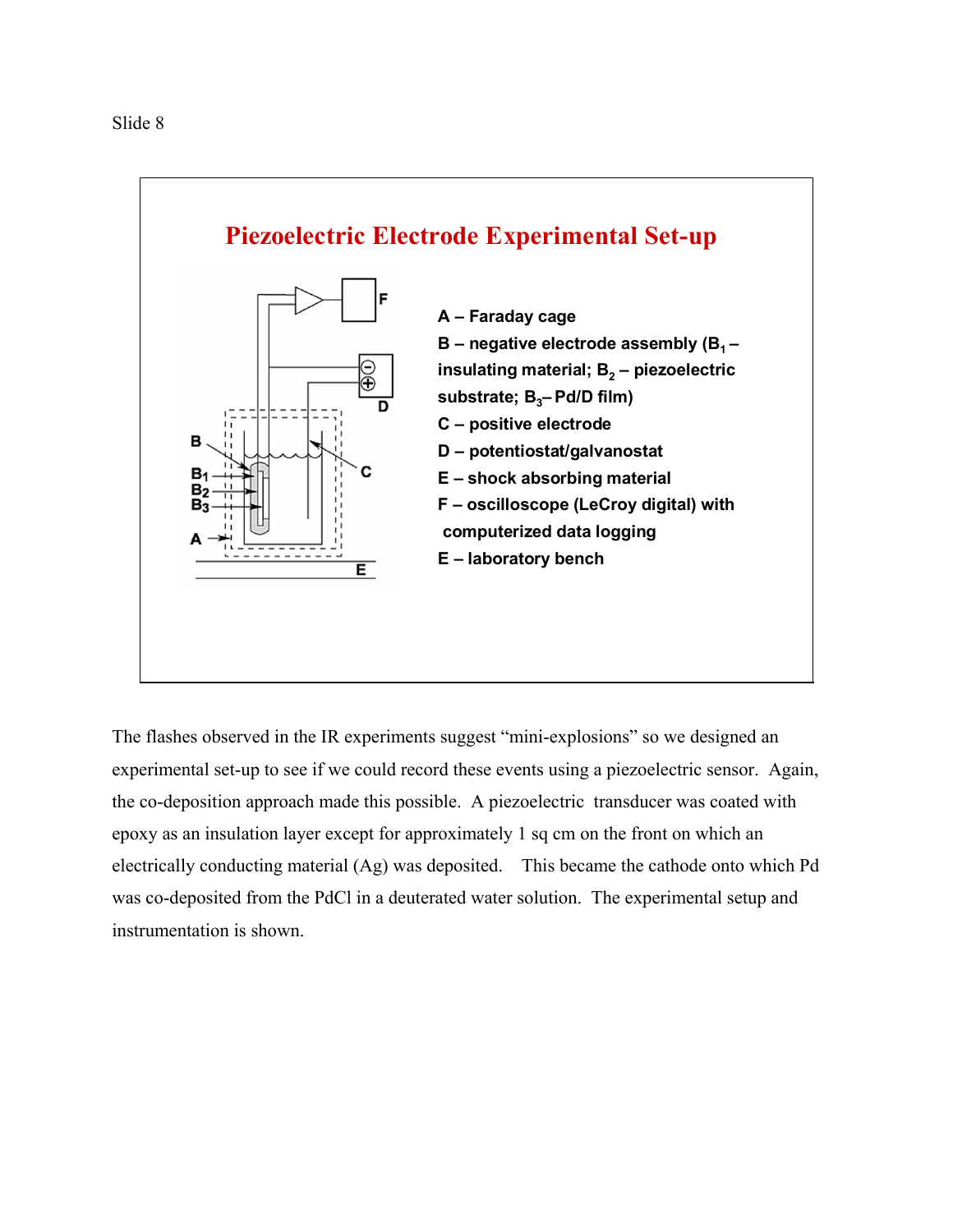Slide 8

## Piezoelectric Electrode Experimental Set-up

**A – Faraday cage**

**B – negative electrode assembly ($B_1$ – insulating material; $B_2$ – piezoelectric substrate; $B_3$– Pd/D film)**

**C – positive electrode**

**D – potentiostat/galvanostat**

**E – shock absorbing material**

**F – oscilloscope (LeCroy digital) with computerized data logging**

**E – laboratory bench**

The flashes observed in the IR experiments suggest "mini-explosions" so we designed an experimental set-up to see if we could record these events using a piezoelectric sensor. Again, the co-deposition approach made this possible. A piezoelectric transducer was coated with epoxy as an insulation layer except for approximately 1 sq cm on the front on which an electrically conducting material (Ag) was deposited. This became the cathode onto which Pd was co-deposited from the PdCl in a deuterated water solution. The experimental setup and instrumentation is shown.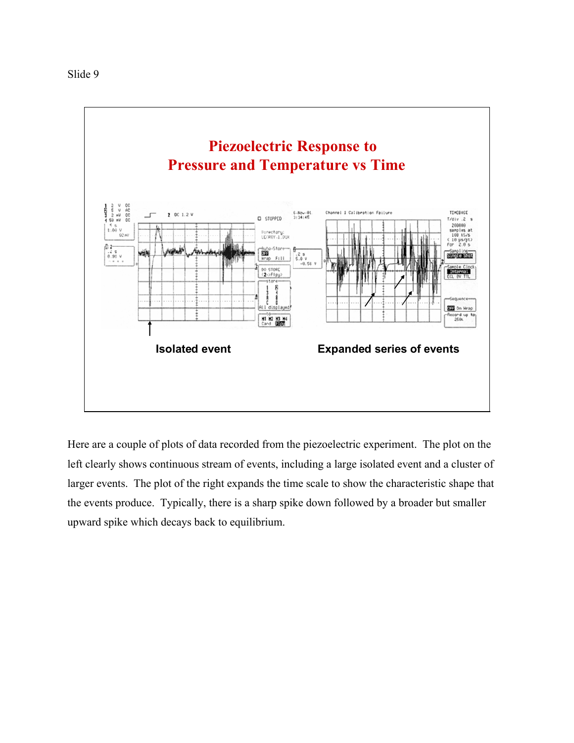Slide 9

## Piezoelectric Response to Pressure and Temperature vs Time

Isolated event

Expanded series of events

Here are a couple of plots of data recorded from the piezoelectric experiment. The plot on the left clearly shows continuous stream of events, including a large isolated event and a cluster of larger events. The plot of the right expands the time scale to show the characteristic shape that the events produce. Typically, there is a sharp spike down followed by a broader but smaller upward spike which decays back to equilibrium.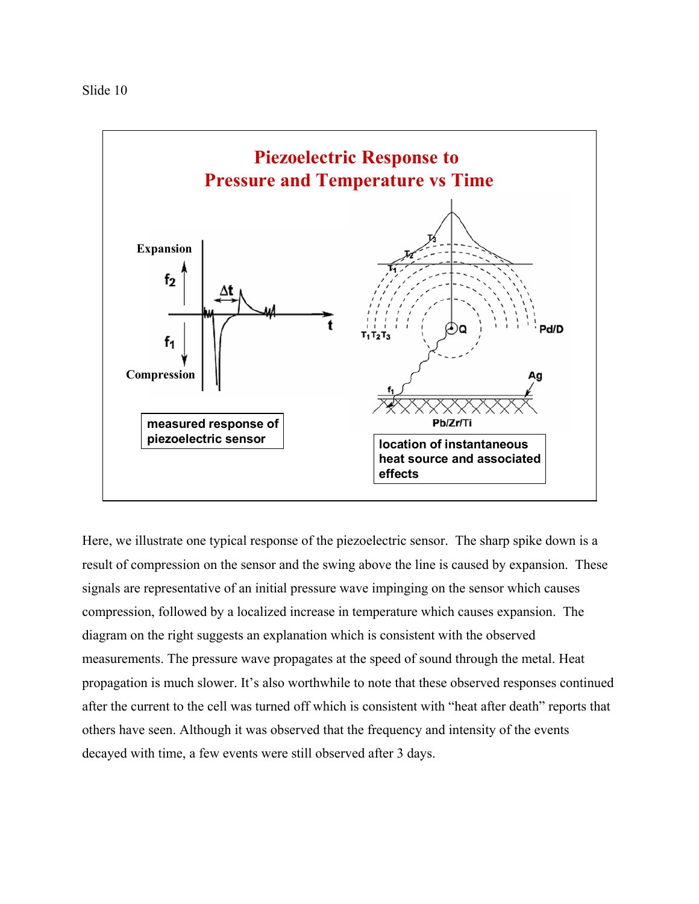Slide 10

## Piezoelectric Response to Pressure and Temperature vs Time

Expansion

$f_2$

$\Delta t$

$t$

$f_1$

Compression

measured response of piezoelectric sensor

$T_3$ $T_2$ $T_1$

$T_1 T_2 T_3$

Q

Pd/D

Ag

$f_1$

Pb/Zr/Ti

location of instantaneous heat source and associated effects

Here, we illustrate one typical response of the piezoelectric sensor. The sharp spike down is a result of compression on the sensor and the swing above the line is caused by expansion. These signals are representative of an initial pressure wave impinging on the sensor which causes compression, followed by a localized increase in temperature which causes expansion. The diagram on the right suggests an explanation which is consistent with the observed measurements. The pressure wave propagates at the speed of sound through the metal. Heat propagation is much slower. It's also worthwhile to note that these observed responses continued after the current to the cell was turned off which is consistent with "heat after death" reports that others have seen. Although it was observed that the frequency and intensity of the events decayed with time, a few events were still observed after 3 days.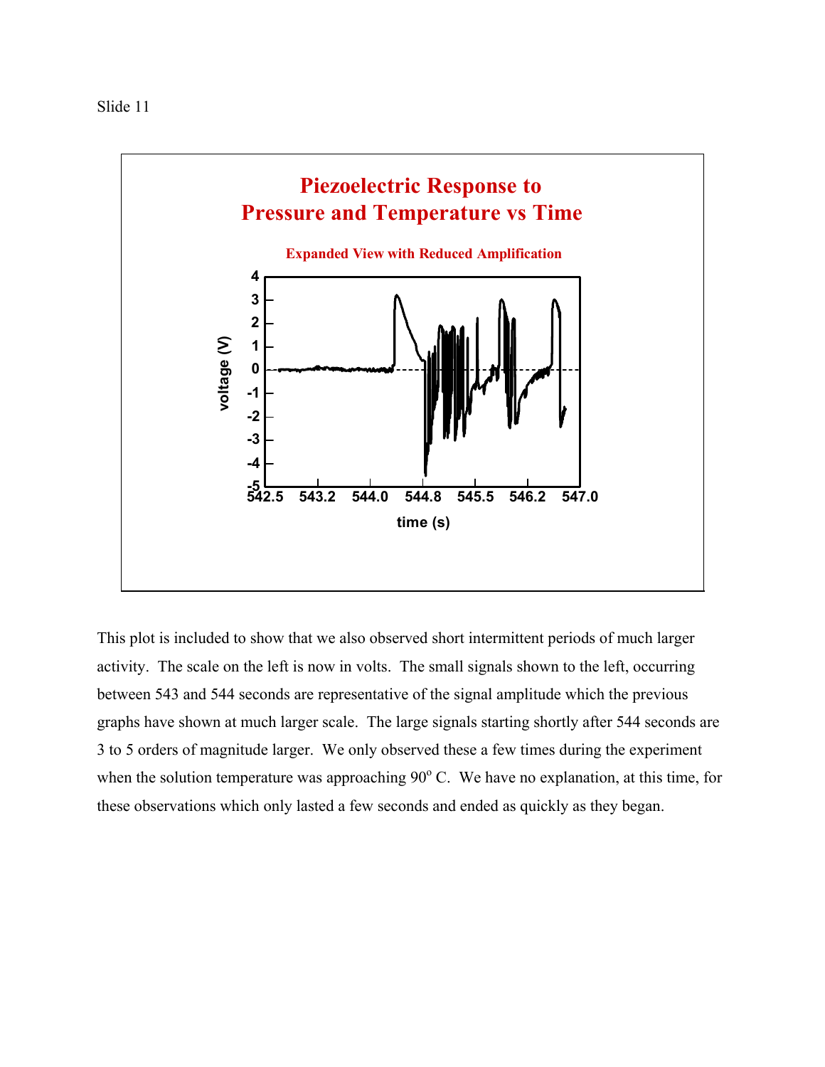Slide 11

**Piezoelectric Response to Pressure and Temperature vs Time**

**Expanded View with Reduced Amplification**

This plot is included to show that we also observed short intermittent periods of much larger activity. The scale on the left is now in volts. The small signals shown to the left, occurring between 543 and 544 seconds are representative of the signal amplitude which the previous graphs have shown at much larger scale. The large signals starting shortly after 544 seconds are 3 to 5 orders of magnitude larger. We only observed these a few times during the experiment when the solution temperature was approaching 90$^{o}$ C. We have no explanation, at this time, for these observations which only lasted a few seconds and ended as quickly as they began.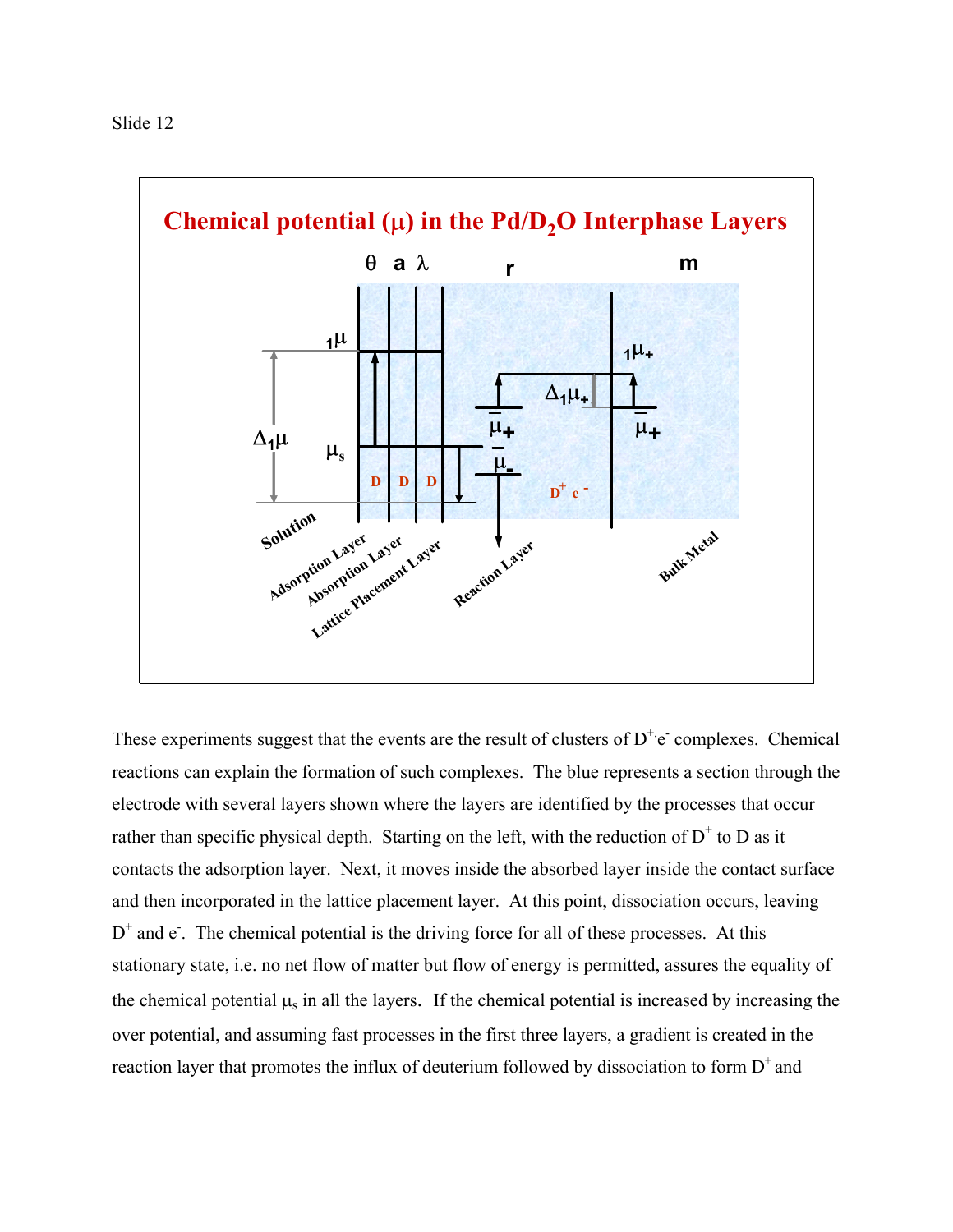Slide 12

**Chemical potential ($\mu$) in the Pd/$D_2O$ Interphase Layers**

θ a λ r m

$_1\mu$ $_1\mu_+$ $\Delta_1\mu_+$ $\Delta_1\mu$ $\mu_s$ $\bar{\mu}_+$ $\bar{\mu}_-$ $\bar{\mu}_+$

D D D $D^+$ $e^-$

Solution, Adsorption Layer, Absorption Layer, Lattice Placement Layer, Reaction Layer, Bulk Metal

These experiments suggest that the events are the result of clusters of $D^+ e^-$ complexes. Chemical reactions can explain the formation of such complexes. The blue represents a section through the electrode with several layers shown where the layers are identified by the processes that occur rather than specific physical depth. Starting on the left, with the reduction of $D^+$ to D as it contacts the adsorption layer. Next, it moves inside the absorbed layer inside the contact surface and then incorporated in the lattice placement layer. At this point, dissociation occurs, leaving $D^+$ and $e^-$. The chemical potential is the driving force for all of these processes. At this stationary state, i.e. no net flow of matter but flow of energy is permitted, assures the equality of the chemical potential $\mu_s$ in all the layers. If the chemical potential is increased by increasing the over potential, and assuming fast processes in the first three layers, a gradient is created in the reaction layer that promotes the influx of deuterium followed by dissociation to form $D^+$ and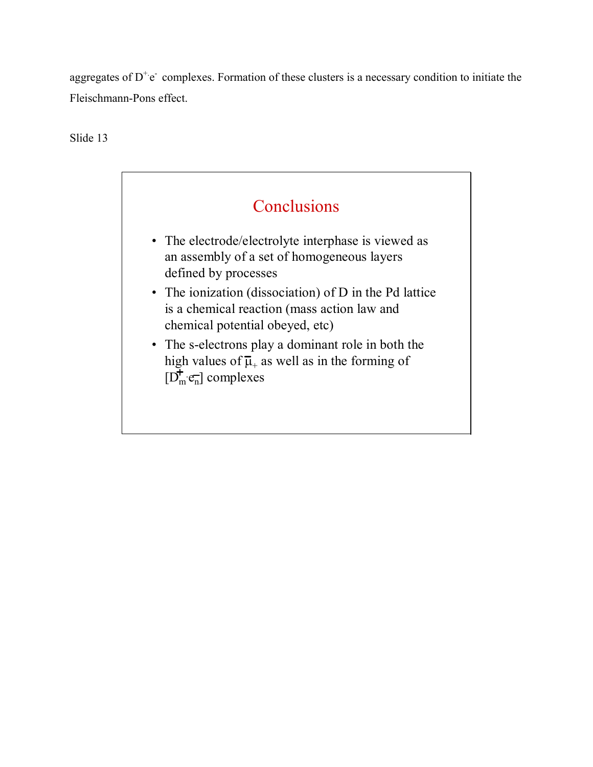aggregates of $D^{+}\cdot e^{-}$ complexes. Formation of these clusters is a necessary condition to initiate the Fleischmann-Pons effect.

Slide 13

## Conclusions

- The electrode/electrolyte interphase is viewed as an assembly of a set of homogeneous layers defined by processes
- The ionization (dissociation) of D in the Pd lattice is a chemical reaction (mass action law and chemical potential obeyed, etc)
- The s-electrons play a dominant role in both the high values of $\overline{\mu}_{+}$ as well as in the forming of $[D_m^{+}\cdot e_n^{-}]$ complexes